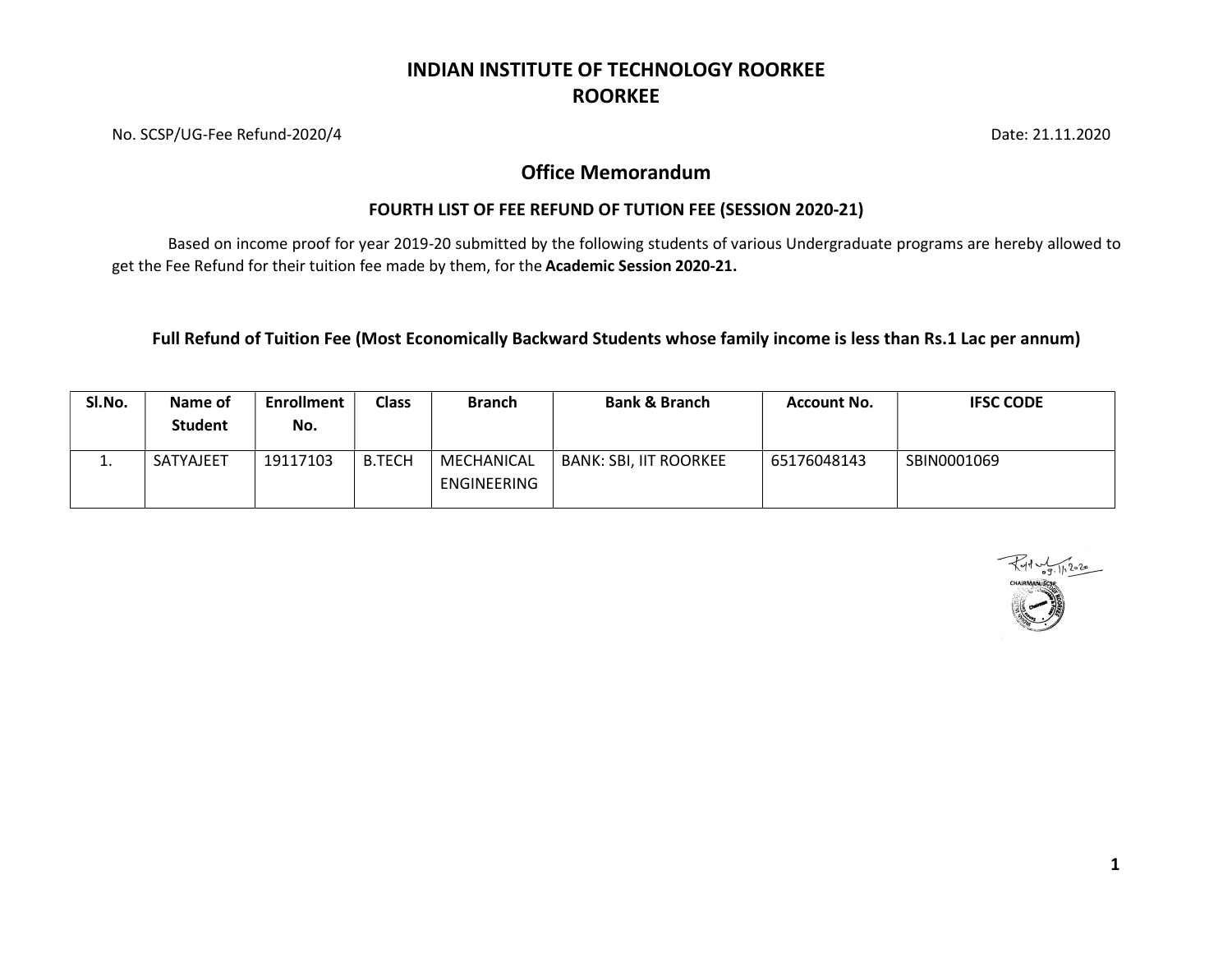# INDIAN INSTITUTE OF TECHNOLOGY ROORKEE
## ROORKEE

No. SCSP/UG-Fee Refund-2020/4 Date: 21.11.2020

## Office Memorandum

### FOURTH LIST OF FEE REFUND OF TUTION FEE (SESSION 2020-21)

Based on income proof for year 2019-20 submitted by the following students of various Undergraduate programs are hereby allowed to get the Fee Refund for their tuition fee made by them, for the **Academic Session 2020-21.**

**Full Refund of Tuition Fee (Most Economically Backward Students whose family income is less than Rs.1 Lac per annum)**

| Sl.No. | Name of Student | Enrollment No. | Class | Branch | Bank & Branch | Account No. | IFSC CODE |
|---|---|---|---|---|---|---|---|
| 1. | SATYAJEET | 19117103 | B.TECH | MECHANICAL ENGINEERING | BANK: SBI, IIT ROORKEE | 65176048143 | SBIN0001069 |

CHAIRMAN, SCSP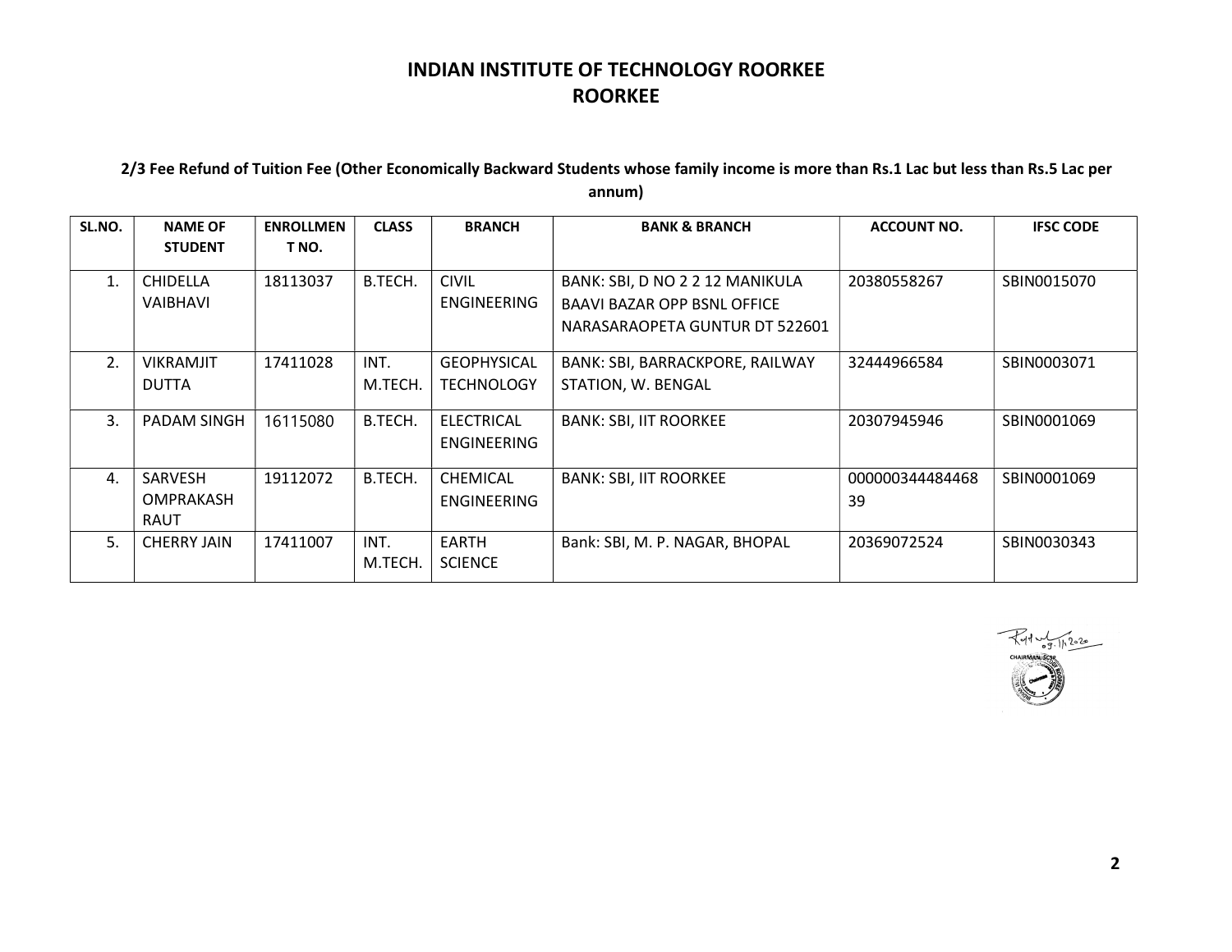# INDIAN INSTITUTE OF TECHNOLOGY ROORKEE
# ROORKEE

**2/3 Fee Refund of Tuition Fee (Other Economically Backward Students whose family income is more than Rs.1 Lac but less than Rs.5 Lac per annum)**

| SL.NO. | NAME OF STUDENT | ENROLLMENT NO. | CLASS | BRANCH | BANK & BRANCH | ACCOUNT NO. | IFSC CODE |
|---|---|---|---|---|---|---|---|
| 1. | CHIDELLA VAIBHAVI | 18113037 | B.TECH. | CIVIL ENGINEERING | BANK: SBI, D NO 2 2 12 MANIKULA BAAVI BAZAR OPP BSNL OFFICE NARASARAOPETA GUNTUR DT 522601 | 20380558267 | SBIN0015070 |
| 2. | VIKRAMJIT DUTTA | 17411028 | INT. M.TECH. | GEOPHYSICAL TECHNOLOGY | BANK: SBI, BARRACKPORE, RAILWAY STATION, W. BENGAL | 32444966584 | SBIN0003071 |
| 3. | PADAM SINGH | 16115080 | B.TECH. | ELECTRICAL ENGINEERING | BANK: SBI, IIT ROORKEE | 20307945946 | SBIN0001069 |
| 4. | SARVESH OMPRAKASH RAUT | 19112072 | B.TECH. | CHEMICAL ENGINEERING | BANK: SBI, IIT ROORKEE | 00000344484468 39 | SBIN0001069 |
| 5. | CHERRY JAIN | 17411007 | INT. M.TECH. | EARTH SCIENCE | Bank: SBI, M. P. NAGAR, BHOPAL | 20369072524 | SBIN0030343 |

09.11.2020
CHAIRMAN, SCSP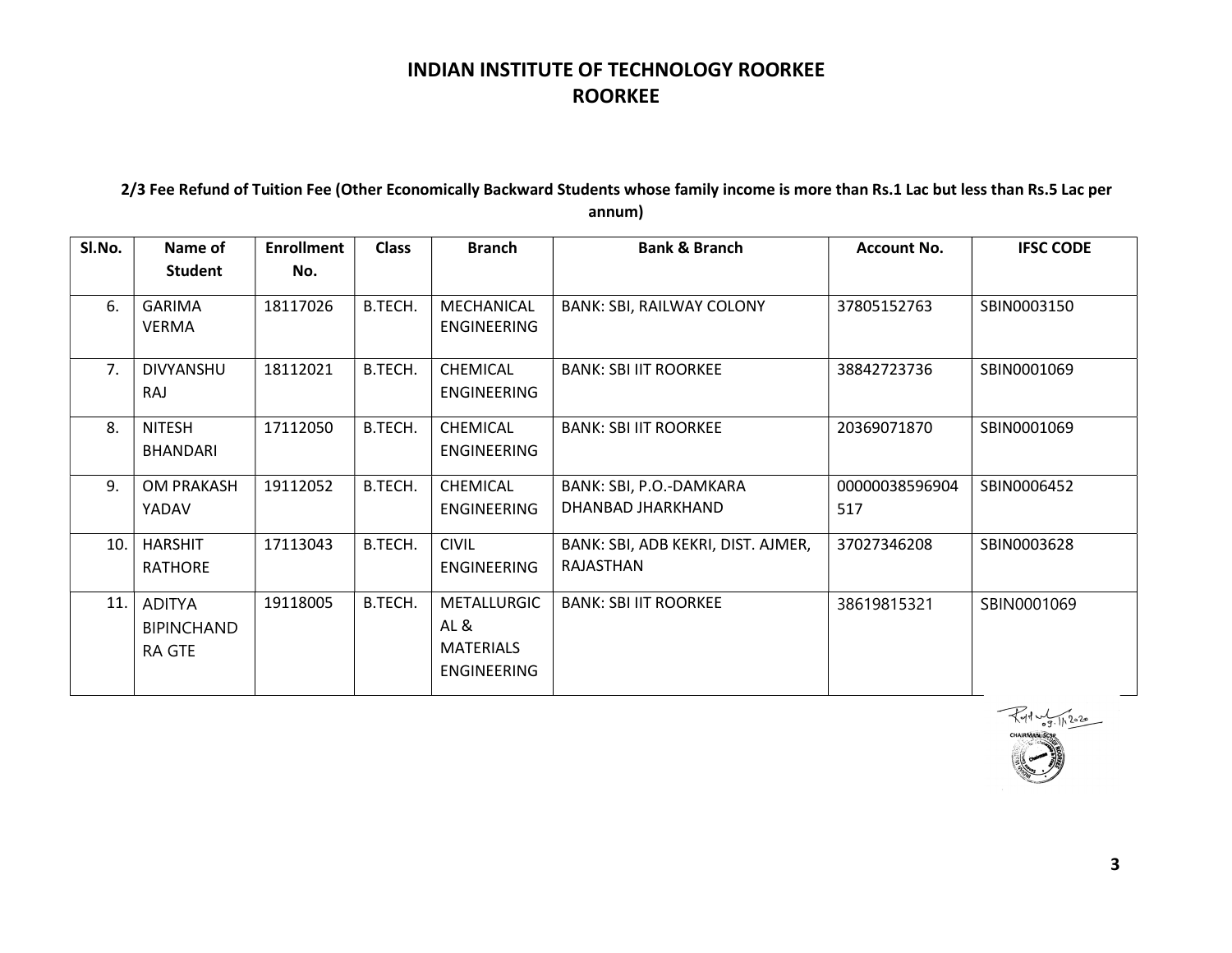# INDIAN INSTITUTE OF TECHNOLOGY ROORKEE
# ROORKEE

**2/3 Fee Refund of Tuition Fee (Other Economically Backward Students whose family income is more than Rs.1 Lac but less than Rs.5 Lac per annum)**

| Sl.No. | Name of Student | Enrollment No. | Class | Branch | Bank & Branch | Account No. | IFSC CODE |
|---|---|---|---|---|---|---|---|
| 6. | GARIMA VERMA | 18117026 | B.TECH. | MECHANICAL ENGINEERING | BANK: SBI, RAILWAY COLONY | 37805152763 | SBIN0003150 |
| 7. | DIVYANSHU RAJ | 18112021 | B.TECH. | CHEMICAL ENGINEERING | BANK: SBI IIT ROORKEE | 38842723736 | SBIN0001069 |
| 8. | NITESH BHANDARI | 17112050 | B.TECH. | CHEMICAL ENGINEERING | BANK: SBI IIT ROORKEE | 20369071870 | SBIN0001069 |
| 9. | OM PRAKASH YADAV | 19112052 | B.TECH. | CHEMICAL ENGINEERING | BANK: SBI, P.O.-DAMKARA DHANBAD JHARKHAND | 00000038596904517 | SBIN0006452 |
| 10. | HARSHIT RATHORE | 17113043 | B.TECH. | CIVIL ENGINEERING | BANK: SBI, ADB KEKRI, DIST. AJMER, RAJASTHAN | 37027346208 | SBIN0003628 |
| 11. | ADITYA BIPINCHANDRA GTE | 19118005 | B.TECH. | METALLURGICAL & MATERIALS ENGINEERING | BANK: SBI IIT ROORKEE | 38619815321 | SBIN0001069 |

09.1.2020
CHAIRMAN, SCSP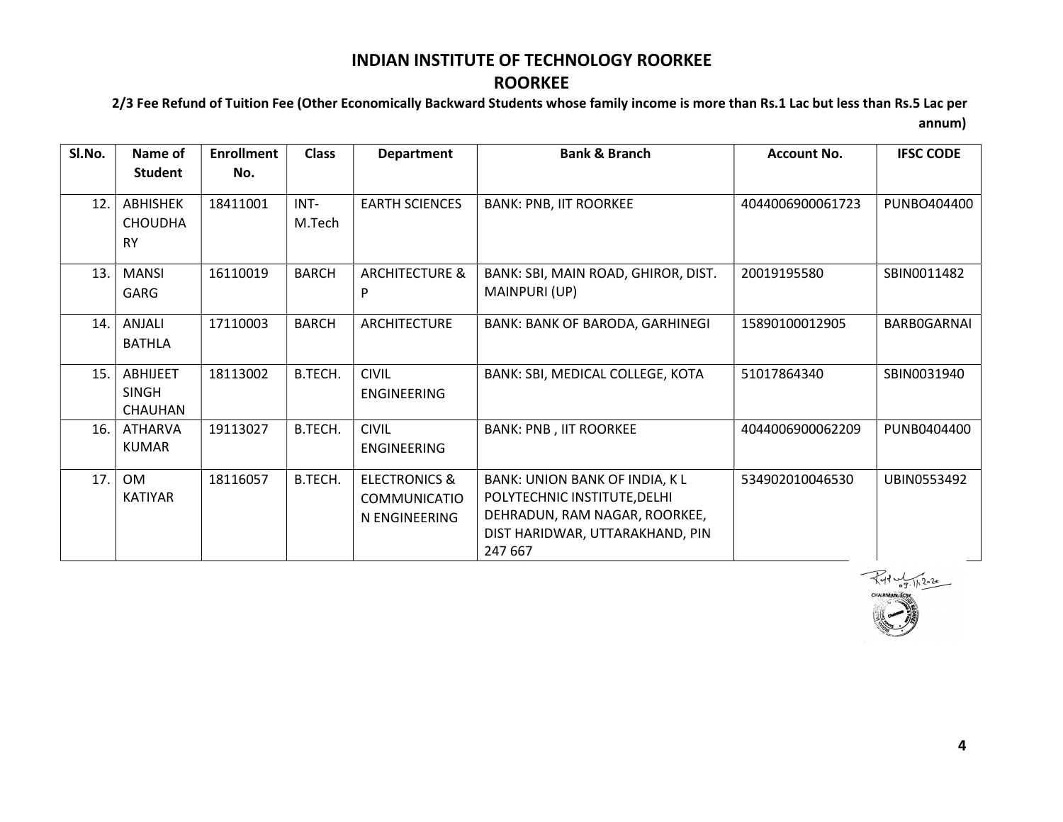# INDIAN INSTITUTE OF TECHNOLOGY ROORKEE

## ROORKEE

**2/3 Fee Refund of Tuition Fee (Other Economically Backward Students whose family income is more than Rs.1 Lac but less than Rs.5 Lac per annum)**

| Sl.No. | Name of Student | Enrollment No. | Class | Department | Bank & Branch | Account No. | IFSC CODE |
|---|---|---|---|---|---|---|---|
| 12. | ABHISHEK CHOUDHARY | 18411001 | INT-M.Tech | EARTH SCIENCES | BANK: PNB, IIT ROORKEE | 4044006900061723 | PUNBO404400 |
| 13. | MANSI GARG | 16110019 | BARCH | ARCHITECTURE & P | BANK: SBI, MAIN ROAD, GHIROR, DIST. MAINPURI (UP) | 20019195580 | SBIN0011482 |
| 14. | ANJALI BATHLA | 17110003 | BARCH | ARCHITECTURE | BANK: BANK OF BARODA, GARHINEGI | 15890100012905 | BARB0GARNAI |
| 15. | ABHIJEET SINGH CHAUHAN | 18113002 | B.TECH. | CIVIL ENGINEERING | BANK: SBI, MEDICAL COLLEGE, KOTA | 51017864340 | SBIN0031940 |
| 16. | ATHARVA KUMAR | 19113027 | B.TECH. | CIVIL ENGINEERING | BANK: PNB , IIT ROORKEE | 4044006900062209 | PUNB0404400 |
| 17. | OM KATIYAR | 18116057 | B.TECH. | ELECTRONICS & COMMUNICATION ENGINEERING | BANK: UNION BANK OF INDIA, K L POLYTECHNIC INSTITUTE,DELHI DEHRADUN, RAM NAGAR, ROORKEE, DIST HARIDWAR, UTTARAKHAND, PIN 247 667 | 534902010046530 | UBIN0553492 |

09.11.2020

CHAIRMAN, SCSP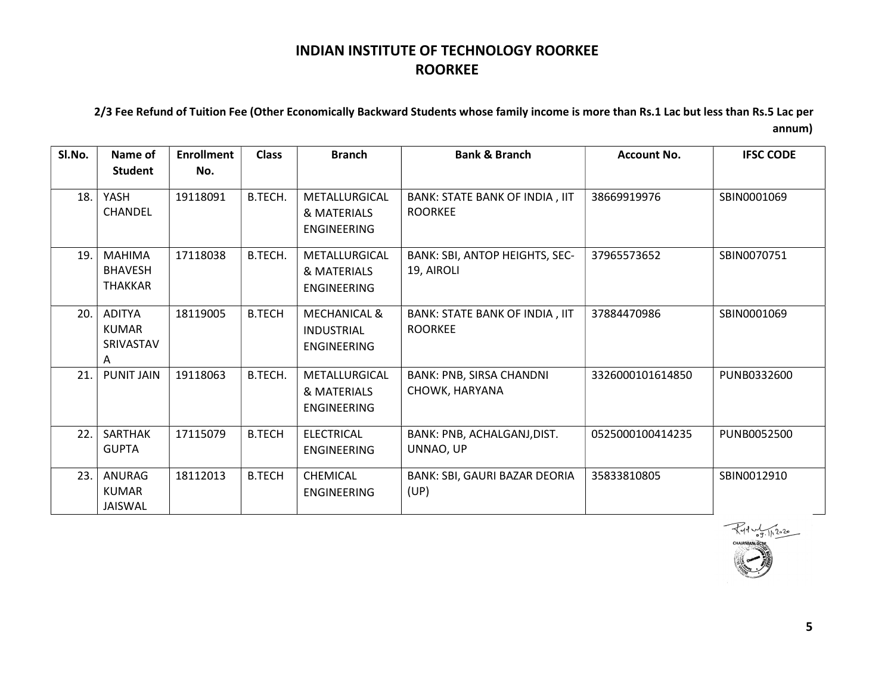# INDIAN INSTITUTE OF TECHNOLOGY ROORKEE
# ROORKEE

**2/3 Fee Refund of Tuition Fee (Other Economically Backward Students whose family income is more than Rs.1 Lac but less than Rs.5 Lac per annum)**

| Sl.No. | Name of Student | Enrollment No. | Class | Branch | Bank & Branch | Account No. | IFSC CODE |
|---|---|---|---|---|---|---|---|
| 18. | YASH CHANDEL | 19118091 | B.TECH. | METALLURGICAL & MATERIALS ENGINEERING | BANK: STATE BANK OF INDIA , IIT ROORKEE | 38669919976 | SBIN0001069 |
| 19. | MAHIMA BHAVESH THAKKAR | 17118038 | B.TECH. | METALLURGICAL & MATERIALS ENGINEERING | BANK: SBI, ANTOP HEIGHTS, SEC-19, AIROLI | 37965573652 | SBIN0070751 |
| 20. | ADITYA KUMAR SRIVASTAVA | 18119005 | B.TECH | MECHANICAL & INDUSTRIAL ENGINEERING | BANK: STATE BANK OF INDIA , IIT ROORKEE | 37884470986 | SBIN0001069 |
| 21. | PUNIT JAIN | 19118063 | B.TECH. | METALLURGICAL & MATERIALS ENGINEERING | BANK: PNB, SIRSA CHANDNI CHOWK, HARYANA | 3326000101614850 | PUNB0332600 |
| 22. | SARTHAK GUPTA | 17115079 | B.TECH | ELECTRICAL ENGINEERING | BANK: PNB, ACHALGANJ,DIST. UNNAO, UP | 0525000100414235 | PUNB0052500 |
| 23. | ANURAG KUMAR JAISWAL | 18112013 | B.TECH | CHEMICAL ENGINEERING | BANK: SBI, GAURI BAZAR DEORIA (UP) | 35833810805 | SBIN0012910 |

09.11.2020
CHAIRMAN, SCSP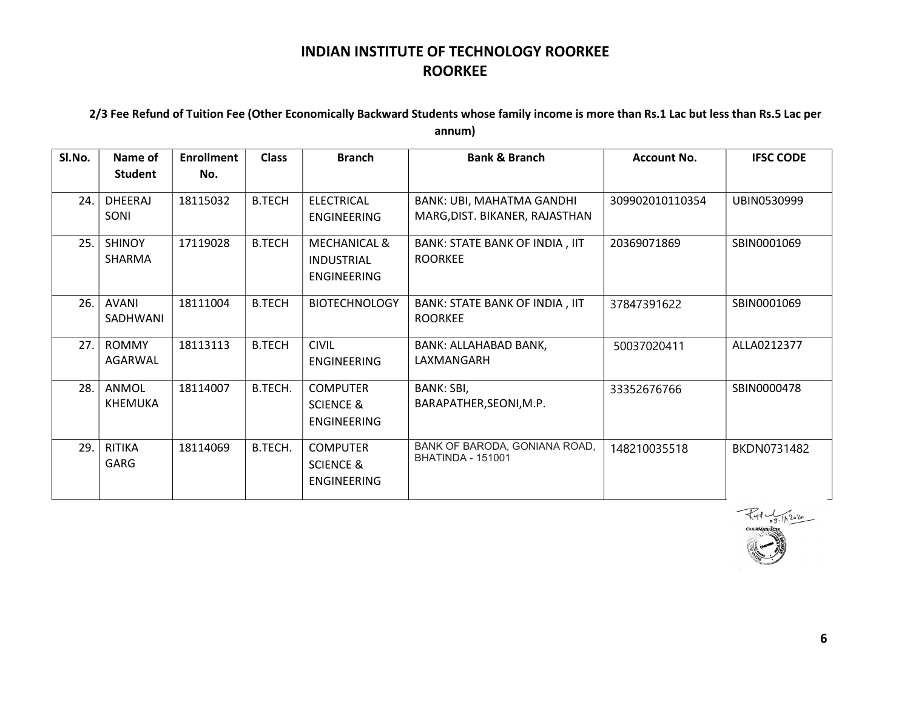# INDIAN INSTITUTE OF TECHNOLOGY ROORKEE
# ROORKEE

**2/3 Fee Refund of Tuition Fee (Other Economically Backward Students whose family income is more than Rs.1 Lac but less than Rs.5 Lac per annum)**

| Sl.No. | Name of Student | Enrollment No. | Class | Branch | Bank & Branch | Account No. | IFSC CODE |
|---|---|---|---|---|---|---|---|
| 24. | DHEERAJ SONI | 18115032 | B.TECH | ELECTRICAL ENGINEERING | BANK: UBI, MAHATMA GANDHI MARG,DIST. BIKANER, RAJASTHAN | 309902010110354 | UBIN0530999 |
| 25. | SHINOY SHARMA | 17119028 | B.TECH | MECHANICAL & INDUSTRIAL ENGINEERING | BANK: STATE BANK OF INDIA , IIT ROORKEE | 20369071869 | SBIN0001069 |
| 26. | AVANI SADHWANI | 18111004 | B.TECH | BIOTECHNOLOGY | BANK: STATE BANK OF INDIA , IIT ROORKEE | 37847391622 | SBIN0001069 |
| 27. | ROMMY AGARWAL | 18113113 | B.TECH | CIVIL ENGINEERING | BANK: ALLAHABAD BANK, LAXMANGARH | 50037020411 | ALLA0212377 |
| 28. | ANMOL KHEMUKA | 18114007 | B.TECH. | COMPUTER SCIENCE & ENGINEERING | BANK: SBI, BARAPATHER,SEONI,M.P. | 33352676766 | SBIN0000478 |
| 29. | RITIKA GARG | 18114069 | B.TECH. | COMPUTER SCIENCE & ENGINEERING | BANK OF BARODA, GONIANA ROAD, BHATINDA - 151001 | 148210035518 | BKDN0731482 |

09.1.2020
CHAIRMAN, SCSP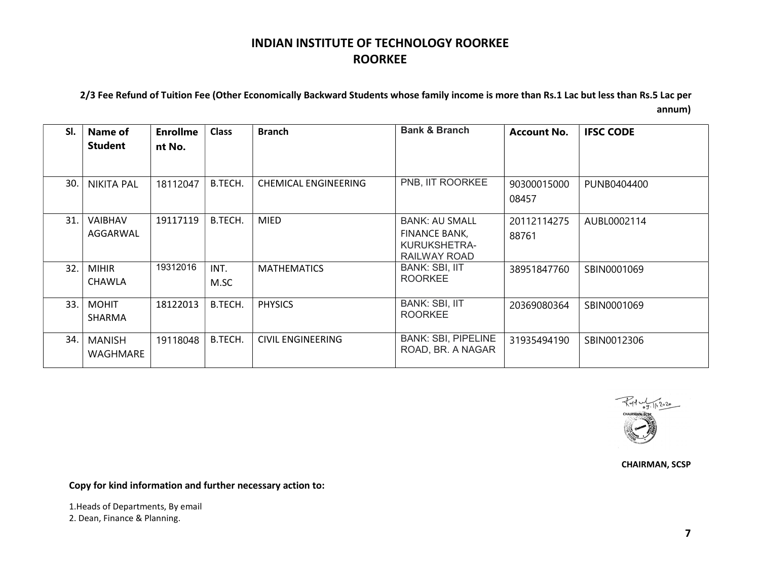# INDIAN INSTITUTE OF TECHNOLOGY ROORKEE
## ROORKEE

**2/3 Fee Refund of Tuition Fee (Other Economically Backward Students whose family income is more than Rs.1 Lac but less than Rs.5 Lac per annum)**

| Sl. | Name of Student | Enrollment No. | Class | Branch | Bank & Branch | Account No. | IFSC CODE |
|---|---|---|---|---|---|---|---|
| 30. | NIKITA PAL | 18112047 | B.TECH. | CHEMICAL ENGINEERING | PNB, IIT ROORKEE | 9030001500008457 | PUNB0404400 |
| 31. | VAIBHAV AGGARWAL | 19117119 | B.TECH. | MIED | BANK: AU SMALL FINANCE BANK, KURUKSHETRA-RAILWAY ROAD | 2011211427588761 | AUBL0002114 |
| 32. | MIHIR CHAWLA | 19312016 | INT. M.SC | MATHEMATICS | BANK: SBI, IIT ROORKEE | 38951847760 | SBIN0001069 |
| 33. | MOHIT SHARMA | 18122013 | B.TECH. | PHYSICS | BANK: SBI, IIT ROORKEE | 20369080364 | SBIN0001069 |
| 34. | MANISH WAGHMARE | 19118048 | B.TECH. | CIVIL ENGINEERING | BANK: SBI, PIPELINE ROAD, BR. A NAGAR | 31935494190 | SBIN0012306 |

09.11.2020

**CHAIRMAN, SCSP**

**Copy for kind information and further necessary action to:**

1. Heads of Departments, By email
2. Dean, Finance & Planning.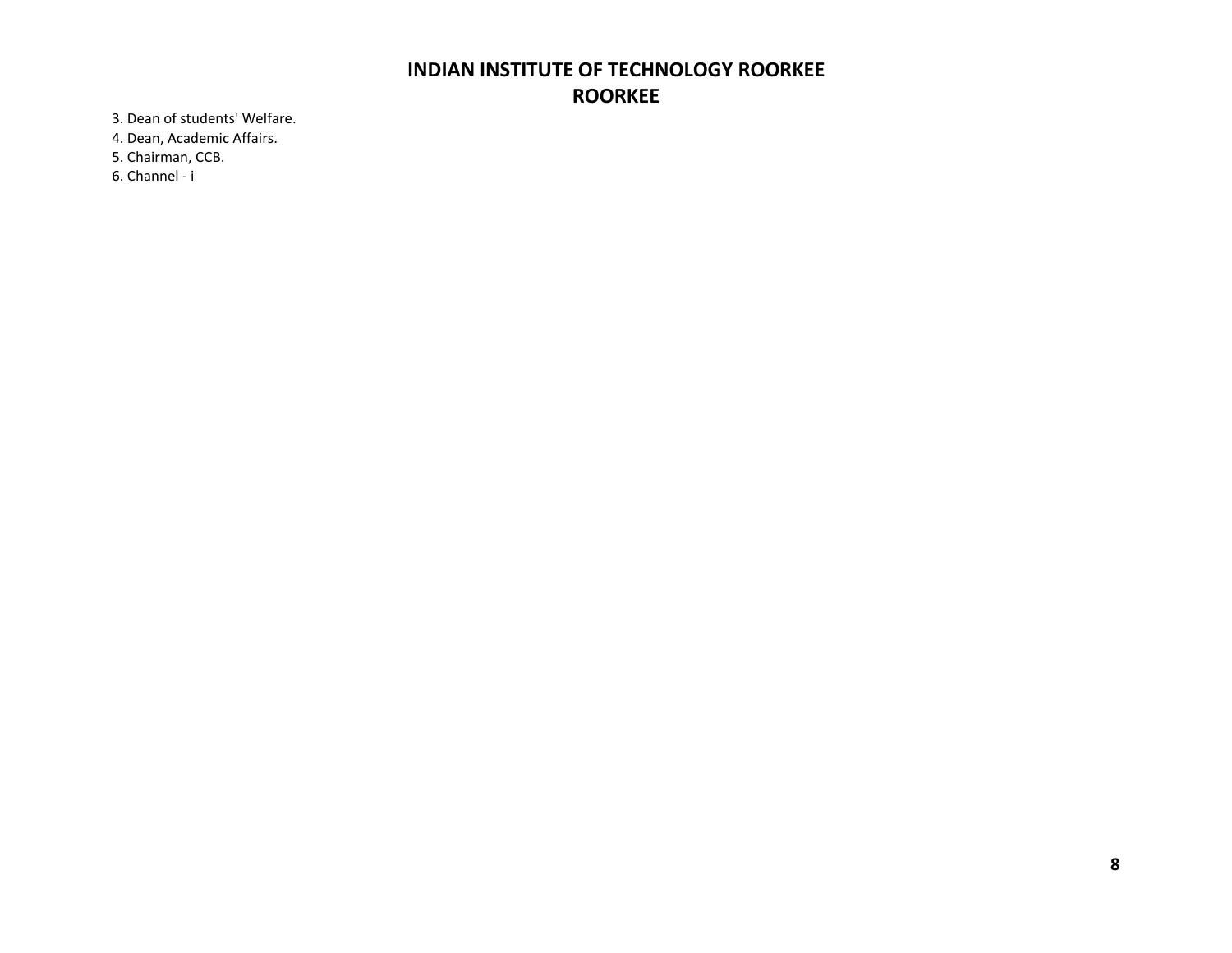3. Dean of students' Welfare.
4. Dean, Academic Affairs.
5. Chairman, CCB.
6. Channel - i